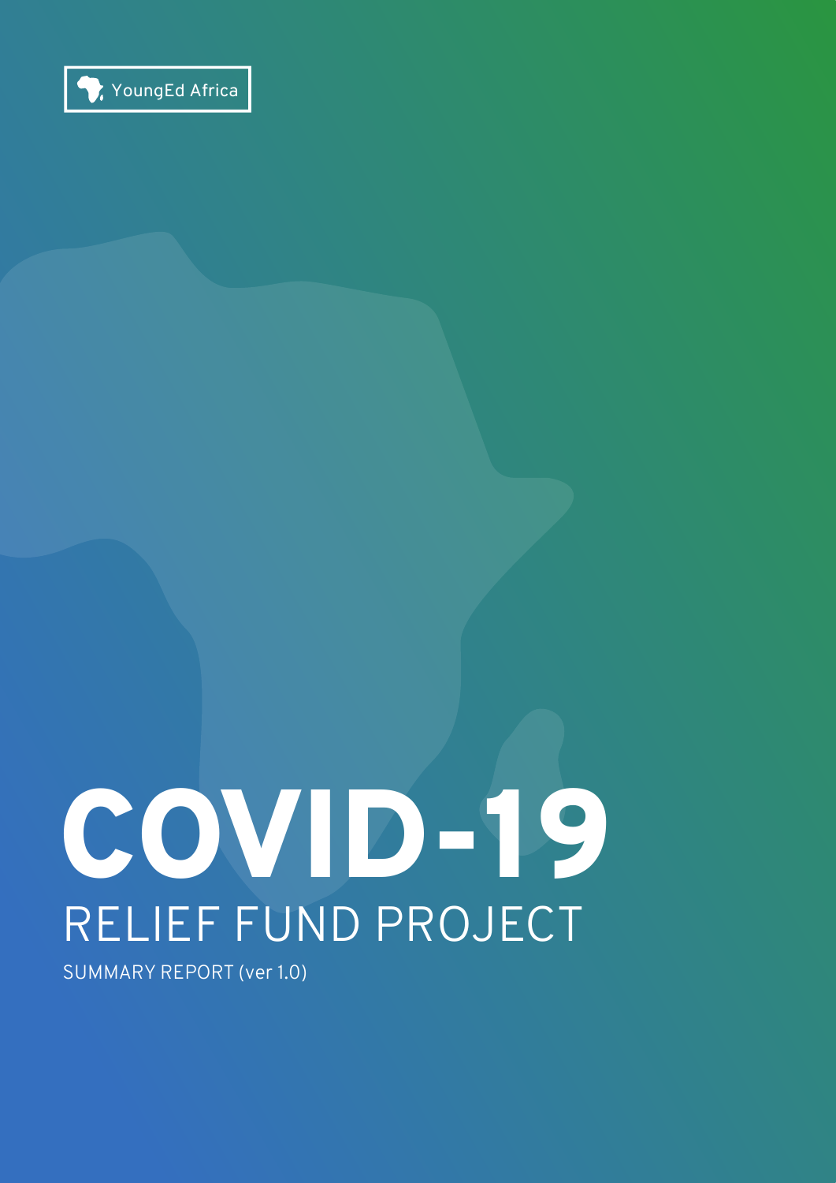YoungEd Africa

# COVID-19

## RELIEF FUND PROJECT

SUMMARY REPORT (ver 1.0)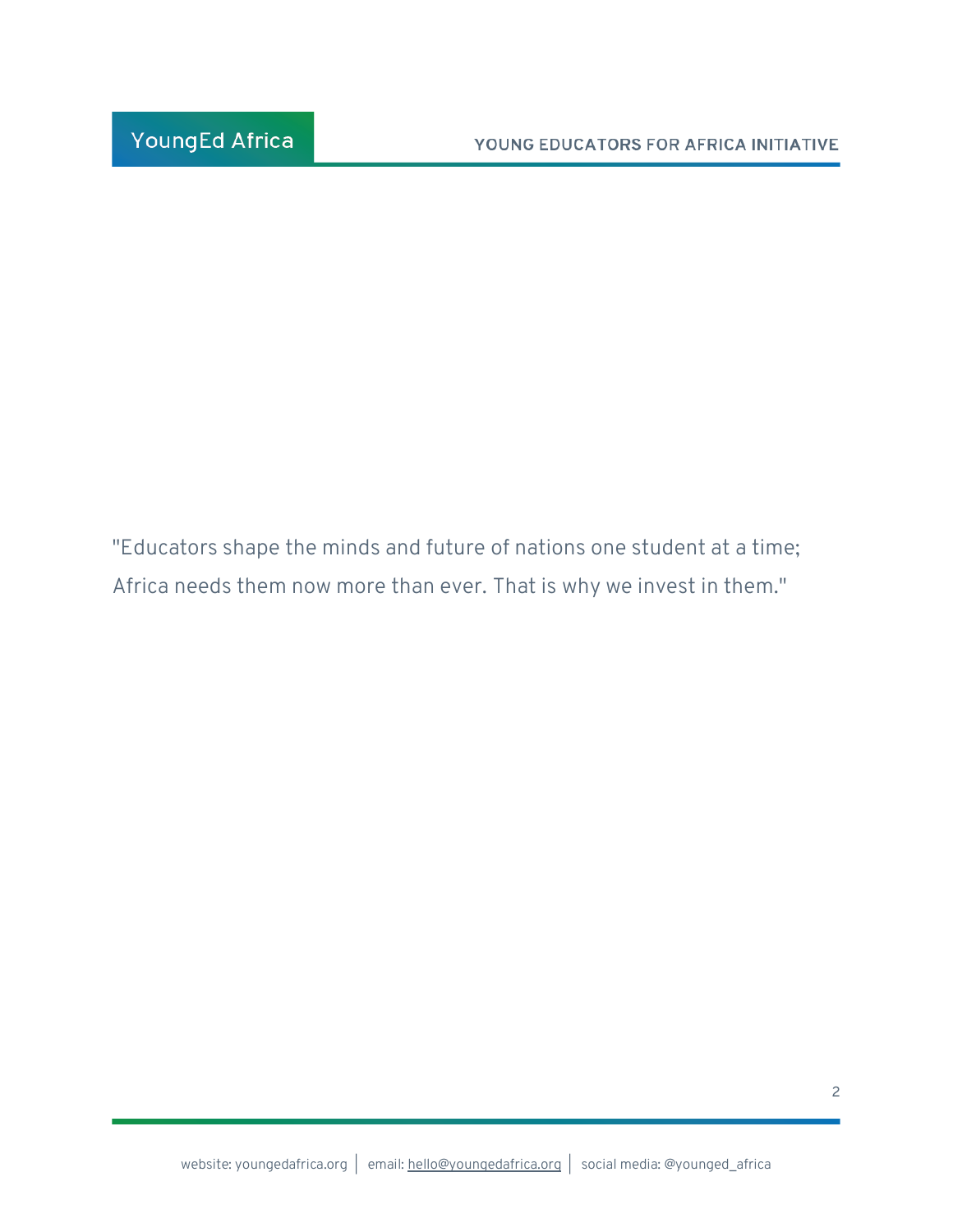"Educators shape the minds and future of nations one student at a time; Africa needs them now more than ever. That is why we invest in them."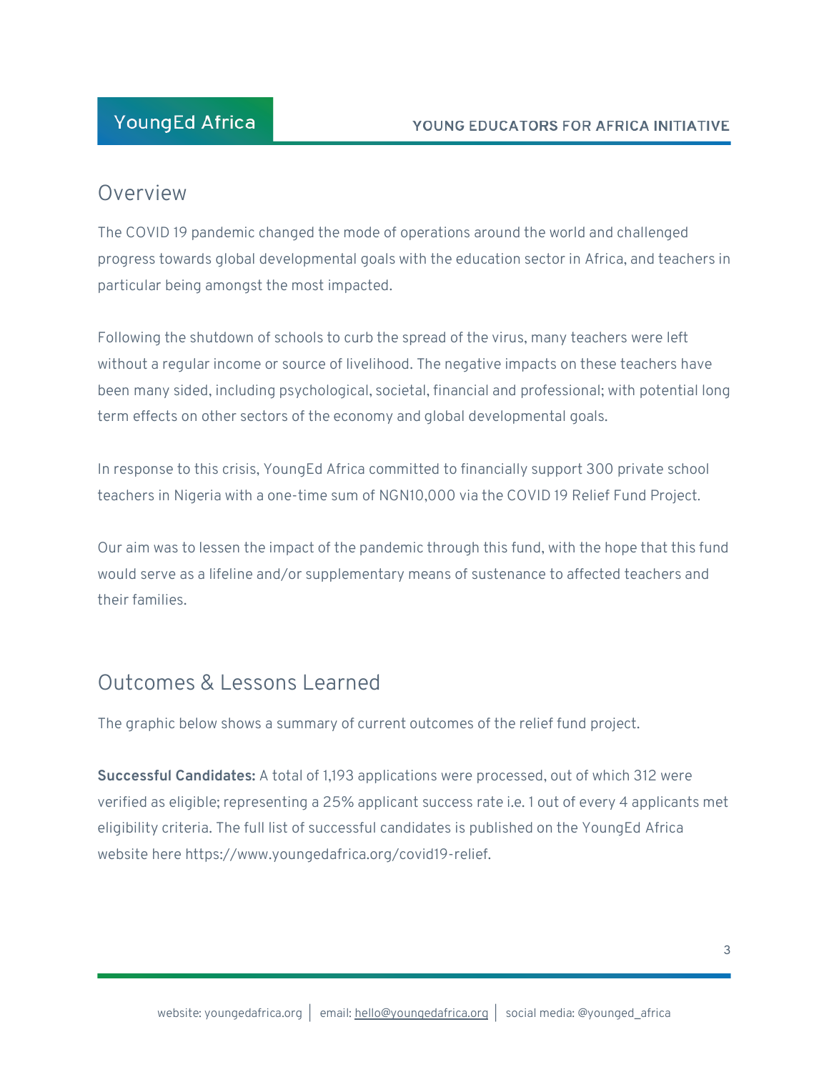## Overview

The COVID 19 pandemic changed the mode of operations around the world and challenged progress towards global developmental goals with the education sector in Africa, and teachers in particular being amongst the most impacted.

Following the shutdown of schools to curb the spread of the virus, many teachers were left without a regular income or source of livelihood. The negative impacts on these teachers have been many sided, including psychological, societal, financial and professional; with potential long term effects on other sectors of the economy and global developmental goals.

In response to this crisis, YoungEd Africa committed to financially support 300 private school teachers in Nigeria with a one-time sum of NGN10,000 via the COVID 19 Relief Fund Project.

Our aim was to lessen the impact of the pandemic through this fund, with the hope that this fund would serve as a lifeline and/or supplementary means of sustenance to affected teachers and their families.

## Outcomes & Lessons Learned

The graphic below shows a summary of current outcomes of the relief fund project.

**Successful Candidates:** A total of 1,193 applications were processed, out of which 312 were verified as eligible; representing a 25% applicant success rate i.e. 1 out of every 4 applicants met eligibility criteria. The full list of successful candidates is published on the YoungEd Africa website here https://www.youngedafrica.org/covid19-relief.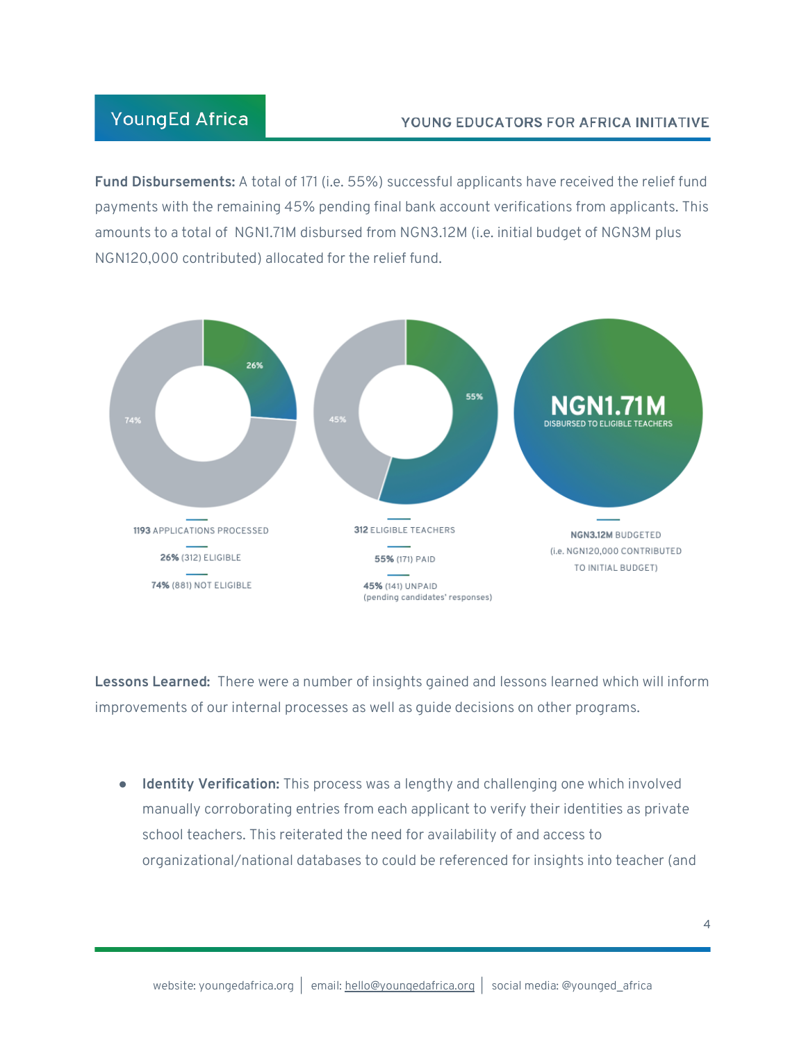**Fund Disbursements:** A total of 171 (i.e. 55%) successful applicants have received the relief fund payments with the remaining 45% pending final bank account verifications from applicants. This amounts to a total of NGN1.71M disbursed from NGN3.12M (i.e. initial budget of NGN3M plus NGN120,000 contributed) allocated for the relief fund.

26%

74%

**1193** APPLICATIONS PROCESSED

**26%** (312) ELIGIBLE

**74%** (881) NOT ELIGIBLE

55%

45%

**312** ELIGIBLE TEACHERS

**55%** (171) PAID

**45%** (141) UNPAID
(pending candidates' responses)

**NGN1.71M**
DISBURSED TO ELIGIBLE TEACHERS

**NGN3.12M** BUDGETED
(i.e. NGN120,000 CONTRIBUTED TO INITIAL BUDGET)

**Lessons Learned:** There were a number of insights gained and lessons learned which will inform improvements of our internal processes as well as guide decisions on other programs.

- **Identity Verification:** This process was a lengthy and challenging one which involved manually corroborating entries from each applicant to verify their identities as private school teachers. This reiterated the need for availability of and access to organizational/national databases to could be referenced for insights into teacher (and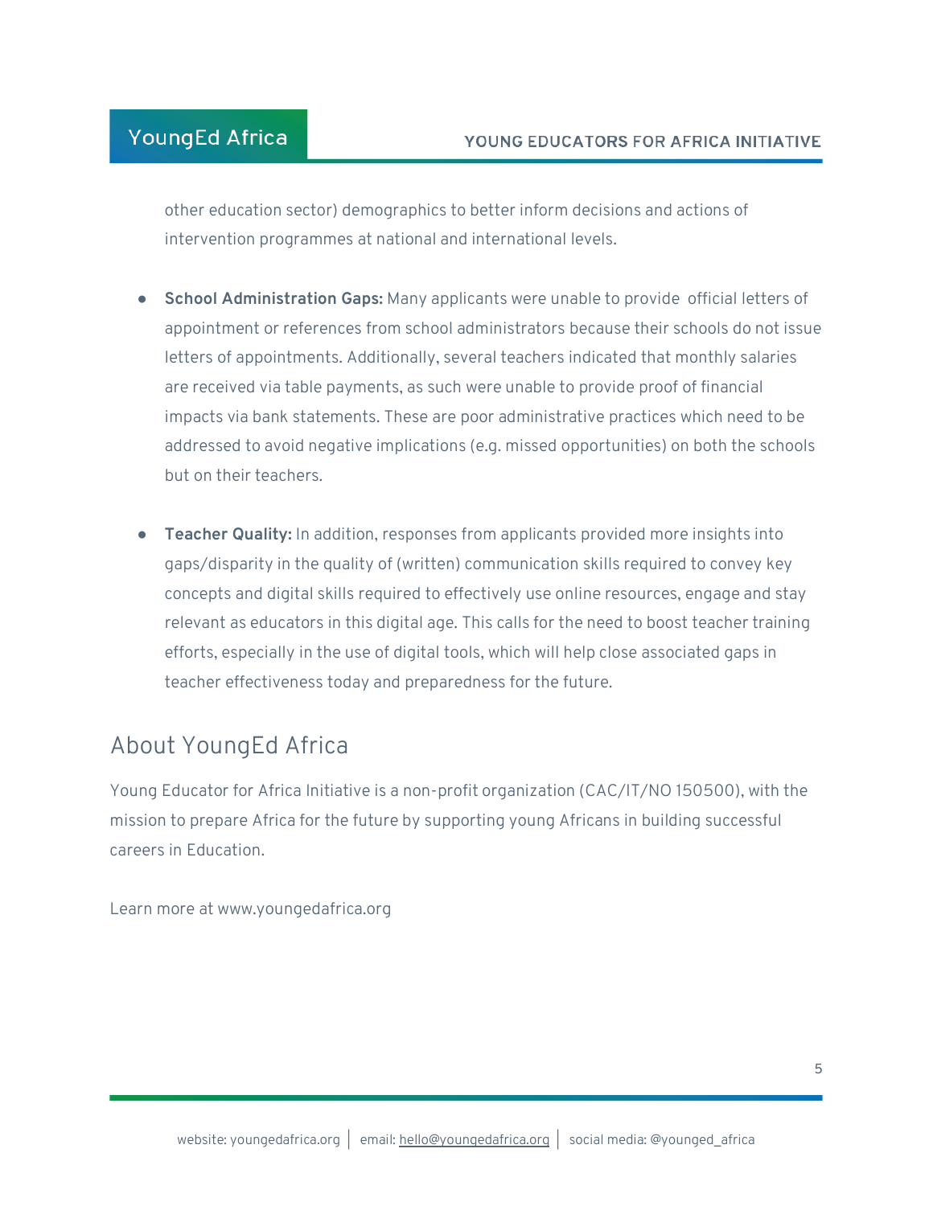other education sector) demographics to better inform decisions and actions of intervention programmes at national and international levels.

- **School Administration Gaps:** Many applicants were unable to provide official letters of appointment or references from school administrators because their schools do not issue letters of appointments. Additionally, several teachers indicated that monthly salaries are received via table payments, as such were unable to provide proof of financial impacts via bank statements. These are poor administrative practices which need to be addressed to avoid negative implications (e.g. missed opportunities) on both the schools but on their teachers.

- **Teacher Quality:** In addition, responses from applicants provided more insights into gaps/disparity in the quality of (written) communication skills required to convey key concepts and digital skills required to effectively use online resources, engage and stay relevant as educators in this digital age. This calls for the need to boost teacher training efforts, especially in the use of digital tools, which will help close associated gaps in teacher effectiveness today and preparedness for the future.

## About YoungEd Africa

Young Educator for Africa Initiative is a non-profit organization (CAC/IT/NO 150500), with the mission to prepare Africa for the future by supporting young Africans in building successful careers in Education.

Learn more at www.youngedafrica.org